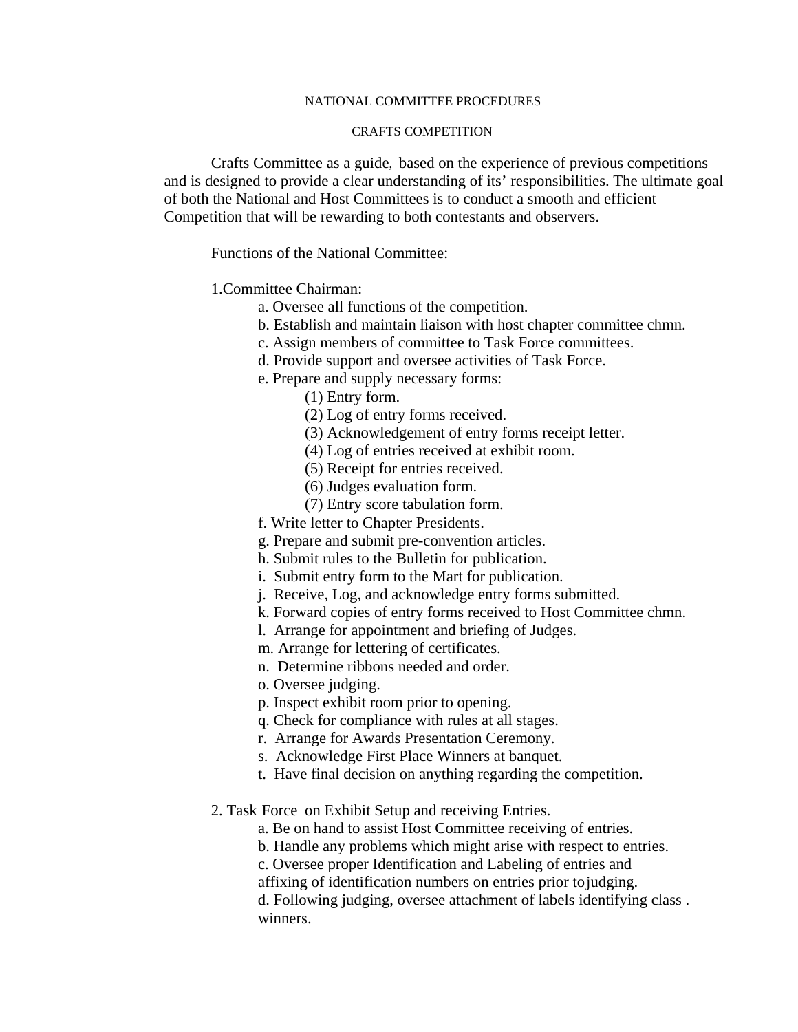# NATIONAL COMMITTEE PROCEDURES

## CRAFTS COMPETITION

Crafts Committee as a guide, based on the experience of previous competitions and is designed to provide a clear understanding of its' responsibilities. The ultimate goal of both the National and Host Committees is to conduct a smooth and efficient Competition that will be rewarding to both contestants and observers.

Functions of the National Committee:

1.Committee Chairman:

- a. Oversee all functions of the competition.
- b. Establish and maintain liaison with host chapter committee chmn.
- c. Assign members of committee to Task Force committees.
- d. Provide support and oversee activities of Task Force.
- e. Prepare and supply necessary forms:
  - (1) Entry form.
  - (2) Log of entry forms received.
  - (3) Acknowledgement of entry forms receipt letter.
  - (4) Log of entries received at exhibit room.
  - (5) Receipt for entries received.
  - (6) Judges evaluation form.
  - (7) Entry score tabulation form.
- f. Write letter to Chapter Presidents.
- g. Prepare and submit pre-convention articles.
- h. Submit rules to the Bulletin for publication.
- i. Submit entry form to the Mart for publication.
- j. Receive, Log, and acknowledge entry forms submitted.
- k. Forward copies of entry forms received to Host Committee chmn.
- l. Arrange for appointment and briefing of Judges.
- m. Arrange for lettering of certificates.
- n. Determine ribbons needed and order.
- o. Oversee judging.
- p. Inspect exhibit room prior to opening.
- q. Check for compliance with rules at all stages.
- r. Arrange for Awards Presentation Ceremony.
- s. Acknowledge First Place Winners at banquet.
- t. Have final decision on anything regarding the competition.

2. Task Force on Exhibit Setup and receiving Entries.

- a. Be on hand to assist Host Committee receiving of entries.
- b. Handle any problems which might arise with respect to entries.
- c. Oversee proper Identification and Labeling of entries and affixing of identification numbers on entries prior to judging.
- d. Following judging, oversee attachment of labels identifying class . winners.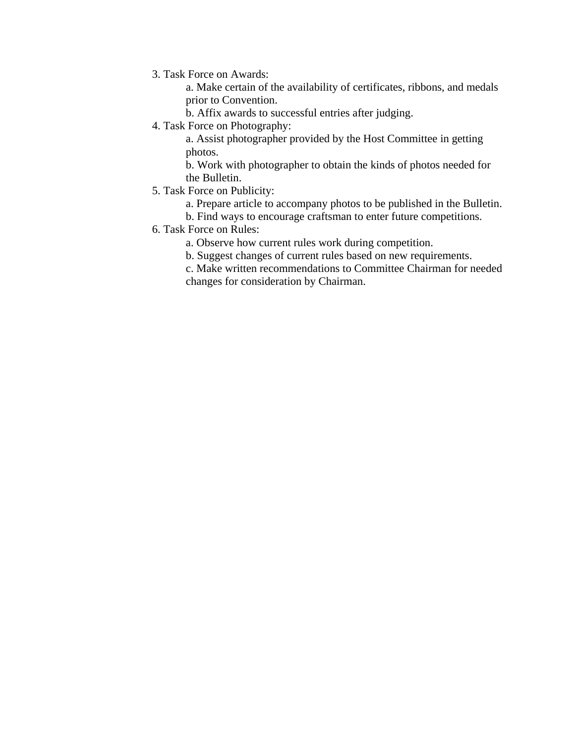3. Task Force on Awards:
    a. Make certain of the availability of certificates, ribbons, and medals prior to Convention.
    b. Affix awards to successful entries after judging.
4. Task Force on Photography:
    a. Assist photographer provided by the Host Committee in getting photos.
    b. Work with photographer to obtain the kinds of photos needed for the Bulletin.
5. Task Force on Publicity:
    a. Prepare article to accompany photos to be published in the Bulletin.
    b. Find ways to encourage craftsman to enter future competitions.
6. Task Force on Rules:
    a. Observe how current rules work during competition.
    b. Suggest changes of current rules based on new requirements.
    c. Make written recommendations to Committee Chairman for needed changes for consideration by Chairman.